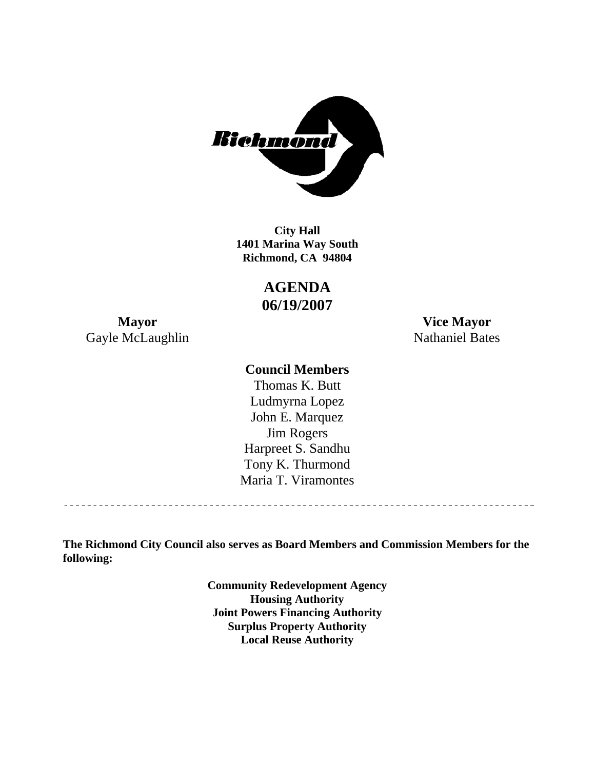**City Hall**
**1401 Marina Way South**
**Richmond, CA 94804**

# AGENDA
# 06/19/2007

**Mayor**
Gayle McLaughlin

**Vice Mayor**
Nathaniel Bates

**Council Members**

Thomas K. Butt
Ludmyrna Lopez
John E. Marquez
Jim Rogers
Harpreet S. Sandhu
Tony K. Thurmond
Maria T. Viramontes

---

**The Richmond City Council also serves as Board Members and Commission Members for the following:**

**Community Redevelopment Agency**
**Housing Authority**
**Joint Powers Financing Authority**
**Surplus Property Authority**
**Local Reuse Authority**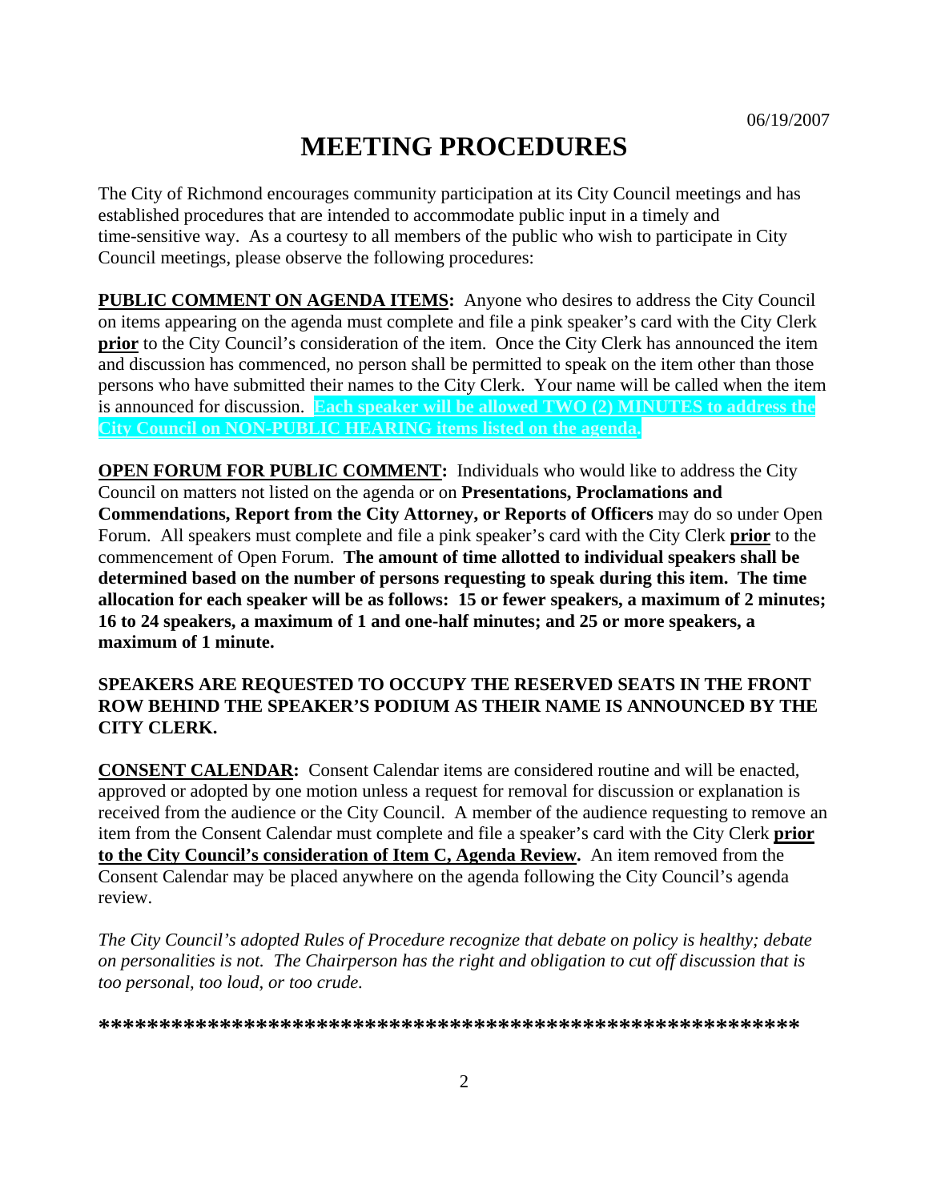06/19/2007

# MEETING PROCEDURES

The City of Richmond encourages community participation at its City Council meetings and has established procedures that are intended to accommodate public input in a timely and time-sensitive way. As a courtesy to all members of the public who wish to participate in City Council meetings, please observe the following procedures:

**PUBLIC COMMENT ON AGENDA ITEMS:** Anyone who desires to address the City Council on items appearing on the agenda must complete and file a pink speaker's card with the City Clerk **prior** to the City Council's consideration of the item. Once the City Clerk has announced the item and discussion has commenced, no person shall be permitted to speak on the item other than those persons who have submitted their names to the City Clerk. Your name will be called when the item is announced for discussion. **Each speaker will be allowed TWO (2) MINUTES to address the City Council on NON-PUBLIC HEARING items listed on the agenda.**

**OPEN FORUM FOR PUBLIC COMMENT:** Individuals who would like to address the City Council on matters not listed on the agenda or on **Presentations, Proclamations and Commendations, Report from the City Attorney, or Reports of Officers** may do so under Open Forum. All speakers must complete and file a pink speaker's card with the City Clerk **prior** to the commencement of Open Forum. **The amount of time allotted to individual speakers shall be determined based on the number of persons requesting to speak during this item. The time allocation for each speaker will be as follows: 15 or fewer speakers, a maximum of 2 minutes; 16 to 24 speakers, a maximum of 1 and one-half minutes; and 25 or more speakers, a maximum of 1 minute.**

**SPEAKERS ARE REQUESTED TO OCCUPY THE RESERVED SEATS IN THE FRONT ROW BEHIND THE SPEAKER'S PODIUM AS THEIR NAME IS ANNOUNCED BY THE CITY CLERK.**

**CONSENT CALENDAR:** Consent Calendar items are considered routine and will be enacted, approved or adopted by one motion unless a request for removal for discussion or explanation is received from the audience or the City Council. A member of the audience requesting to remove an item from the Consent Calendar must complete and file a speaker's card with the City Clerk **prior to the City Council's consideration of Item C, Agenda Review.** An item removed from the Consent Calendar may be placed anywhere on the agenda following the City Council's agenda review.

*The City Council's adopted Rules of Procedure recognize that debate on policy is healthy; debate on personalities is not. The Chairperson has the right and obligation to cut off discussion that is too personal, too loud, or too crude.*

**\*\*\*\*\*\*\*\*\*\*\*\*\*\*\*\*\*\*\*\*\*\*\*\*\*\*\*\*\*\*\*\*\*\*\*\*\*\*\*\*\*\*\*\*\*\*\*\*\*\*\*\*\*\*\*\*\*\***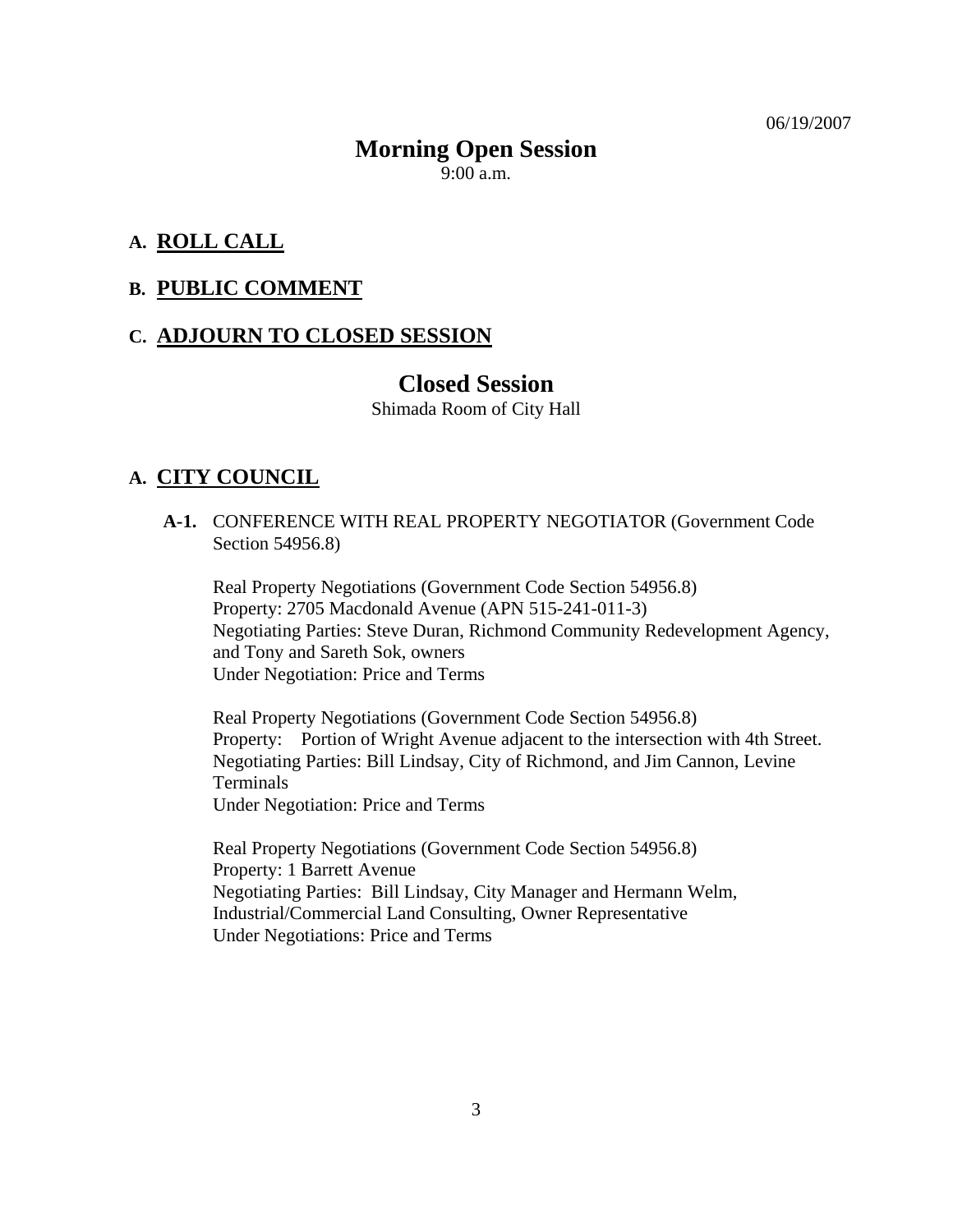06/19/2007

# Morning Open Session

9:00 a.m.

## A. ROLL CALL

## B. PUBLIC COMMENT

## C. ADJOURN TO CLOSED SESSION

# Closed Session

Shimada Room of City Hall

## A. CITY COUNCIL

**A-1.** CONFERENCE WITH REAL PROPERTY NEGOTIATOR (Government Code Section 54956.8)

Real Property Negotiations (Government Code Section 54956.8)
Property: 2705 Macdonald Avenue (APN 515-241-011-3)
Negotiating Parties: Steve Duran, Richmond Community Redevelopment Agency, and Tony and Sareth Sok, owners
Under Negotiation: Price and Terms

Real Property Negotiations (Government Code Section 54956.8)
Property: Portion of Wright Avenue adjacent to the intersection with 4th Street.
Negotiating Parties: Bill Lindsay, City of Richmond, and Jim Cannon, Levine Terminals
Under Negotiation: Price and Terms

Real Property Negotiations (Government Code Section 54956.8)
Property: 1 Barrett Avenue
Negotiating Parties: Bill Lindsay, City Manager and Hermann Welm, Industrial/Commercial Land Consulting, Owner Representative
Under Negotiations: Price and Terms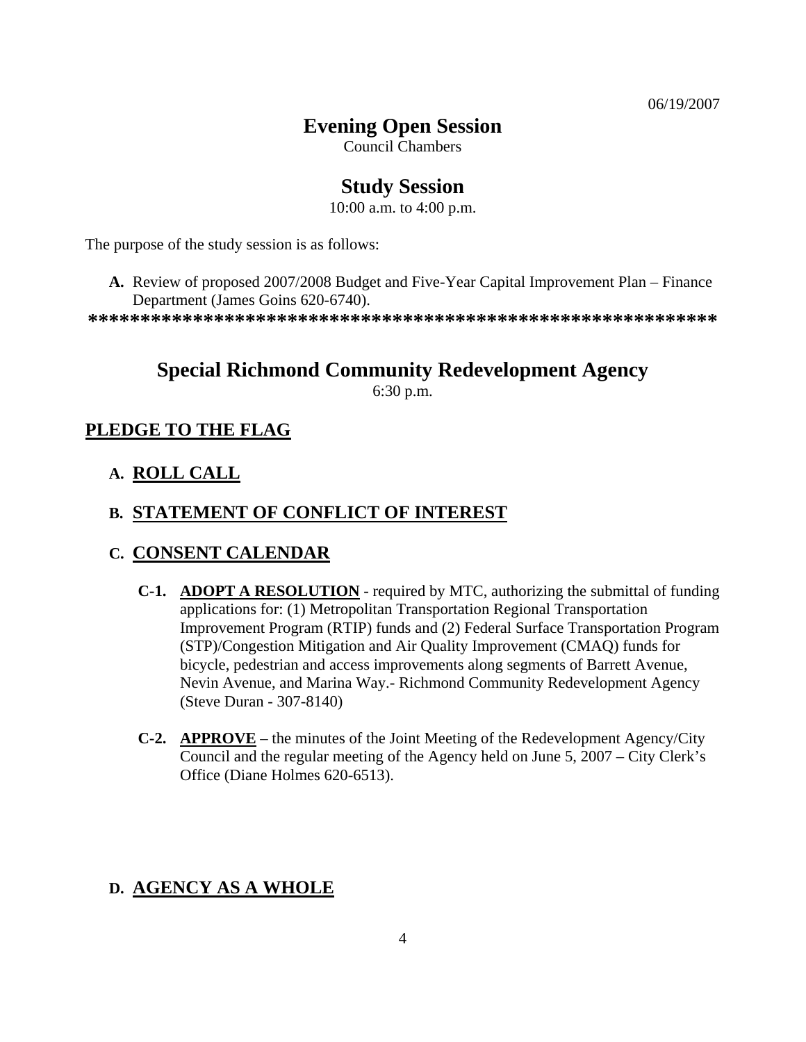06/19/2007

# Evening Open Session

Council Chambers

# Study Session

10:00 a.m. to 4:00 p.m.

The purpose of the study session is as follows:

**A.** Review of proposed 2007/2008 Budget and Five-Year Capital Improvement Plan – Finance Department (James Goins 620-6740).

**************************************************************

# Special Richmond Community Redevelopment Agency

6:30 p.m.

## PLEDGE TO THE FLAG

### A. ROLL CALL

### B. STATEMENT OF CONFLICT OF INTEREST

### C. CONSENT CALENDAR

**C-1. ADOPT A RESOLUTION** - required by MTC, authorizing the submittal of funding applications for: (1) Metropolitan Transportation Regional Transportation Improvement Program (RTIP) funds and (2) Federal Surface Transportation Program (STP)/Congestion Mitigation and Air Quality Improvement (CMAQ) funds for bicycle, pedestrian and access improvements along segments of Barrett Avenue, Nevin Avenue, and Marina Way.- Richmond Community Redevelopment Agency (Steve Duran - 307-8140)

**C-2. APPROVE** – the minutes of the Joint Meeting of the Redevelopment Agency/City Council and the regular meeting of the Agency held on June 5, 2007 – City Clerk's Office (Diane Holmes 620-6513).

### D. AGENCY AS A WHOLE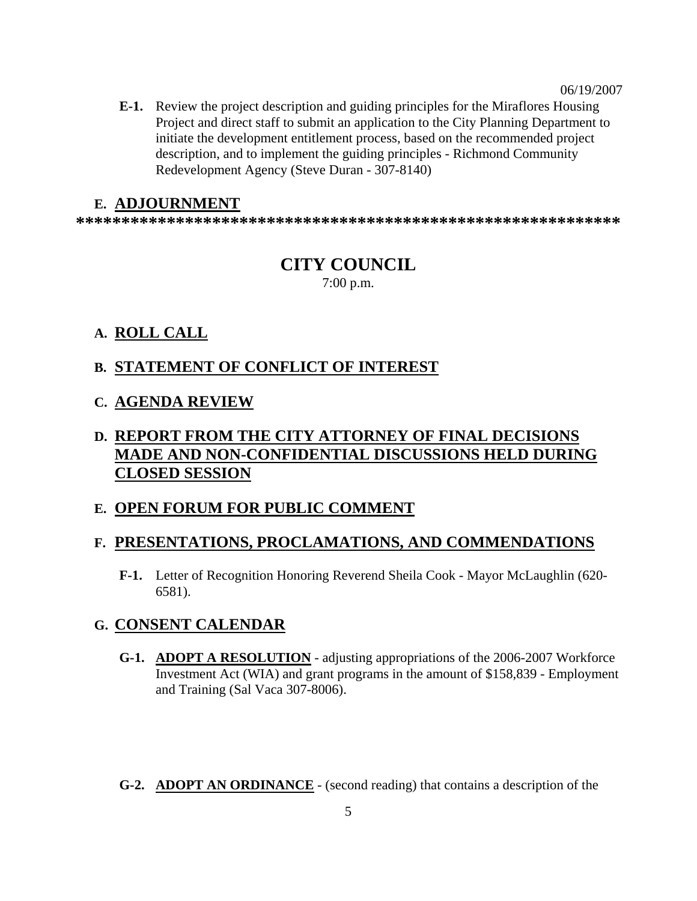06/19/2007

**E-1.** Review the project description and guiding principles for the Miraflores Housing Project and direct staff to submit an application to the City Planning Department to initiate the development entitlement process, based on the recommended project description, and to implement the guiding principles - Richmond Community Redevelopment Agency (Steve Duran - 307-8140)

## E. ADJOURNMENT

**************************************************************

# CITY COUNCIL

7:00 p.m.

## A. ROLL CALL

## B. STATEMENT OF CONFLICT OF INTEREST

## C. AGENDA REVIEW

## D. REPORT FROM THE CITY ATTORNEY OF FINAL DECISIONS MADE AND NON-CONFIDENTIAL DISCUSSIONS HELD DURING CLOSED SESSION

## E. OPEN FORUM FOR PUBLIC COMMENT

## F. PRESENTATIONS, PROCLAMATIONS, AND COMMENDATIONS

**F-1.** Letter of Recognition Honoring Reverend Sheila Cook - Mayor McLaughlin (620-6581).

## G. CONSENT CALENDAR

**G-1.** **ADOPT A RESOLUTION** - adjusting appropriations of the 2006-2007 Workforce Investment Act (WIA) and grant programs in the amount of $158,839 - Employment and Training (Sal Vaca 307-8006).

**G-2.** **ADOPT AN ORDINANCE** - (second reading) that contains a description of the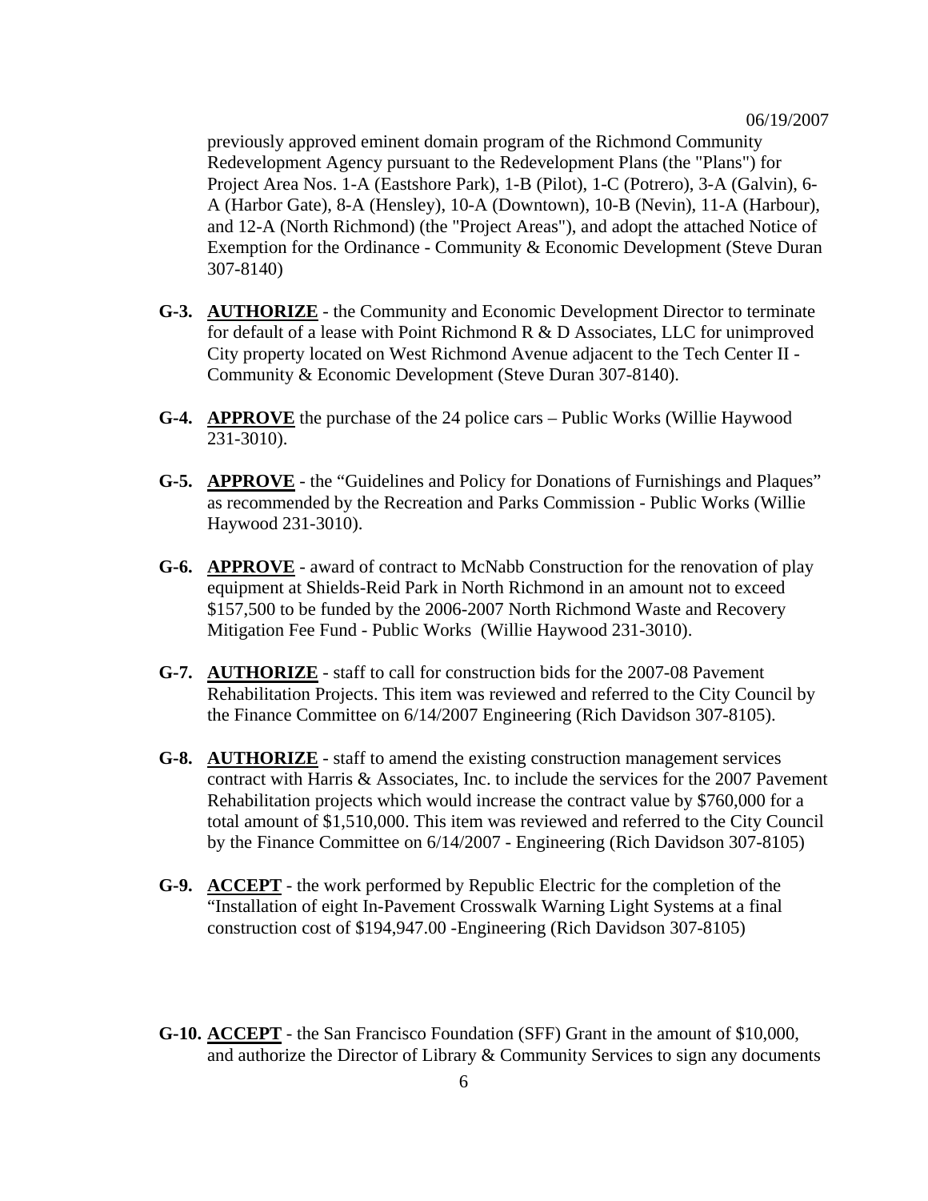previously approved eminent domain program of the Richmond Community Redevelopment Agency pursuant to the Redevelopment Plans (the "Plans") for Project Area Nos. 1-A (Eastshore Park), 1-B (Pilot), 1-C (Potrero), 3-A (Galvin), 6-A (Harbor Gate), 8-A (Hensley), 10-A (Downtown), 10-B (Nevin), 11-A (Harbour), and 12-A (North Richmond) (the "Project Areas"), and adopt the attached Notice of Exemption for the Ordinance - Community & Economic Development (Steve Duran 307-8140)

**G-3.** **AUTHORIZE** - the Community and Economic Development Director to terminate for default of a lease with Point Richmond R & D Associates, LLC for unimproved City property located on West Richmond Avenue adjacent to the Tech Center II - Community & Economic Development (Steve Duran 307-8140).

**G-4.** **APPROVE** the purchase of the 24 police cars – Public Works (Willie Haywood 231-3010).

**G-5.** **APPROVE** - the "Guidelines and Policy for Donations of Furnishings and Plaques" as recommended by the Recreation and Parks Commission - Public Works (Willie Haywood 231-3010).

**G-6.** **APPROVE** - award of contract to McNabb Construction for the renovation of play equipment at Shields-Reid Park in North Richmond in an amount not to exceed $157,500 to be funded by the 2006-2007 North Richmond Waste and Recovery Mitigation Fee Fund - Public Works (Willie Haywood 231-3010).

**G-7.** **AUTHORIZE** - staff to call for construction bids for the 2007-08 Pavement Rehabilitation Projects. This item was reviewed and referred to the City Council by the Finance Committee on 6/14/2007 Engineering (Rich Davidson 307-8105).

**G-8.** **AUTHORIZE** - staff to amend the existing construction management services contract with Harris & Associates, Inc. to include the services for the 2007 Pavement Rehabilitation projects which would increase the contract value by $760,000 for a total amount of $1,510,000. This item was reviewed and referred to the City Council by the Finance Committee on 6/14/2007 - Engineering (Rich Davidson 307-8105)

**G-9.** **ACCEPT** - the work performed by Republic Electric for the completion of the "Installation of eight In-Pavement Crosswalk Warning Light Systems at a final construction cost of $194,947.00 -Engineering (Rich Davidson 307-8105)

**G-10.** **ACCEPT** - the San Francisco Foundation (SFF) Grant in the amount of $10,000, and authorize the Director of Library & Community Services to sign any documents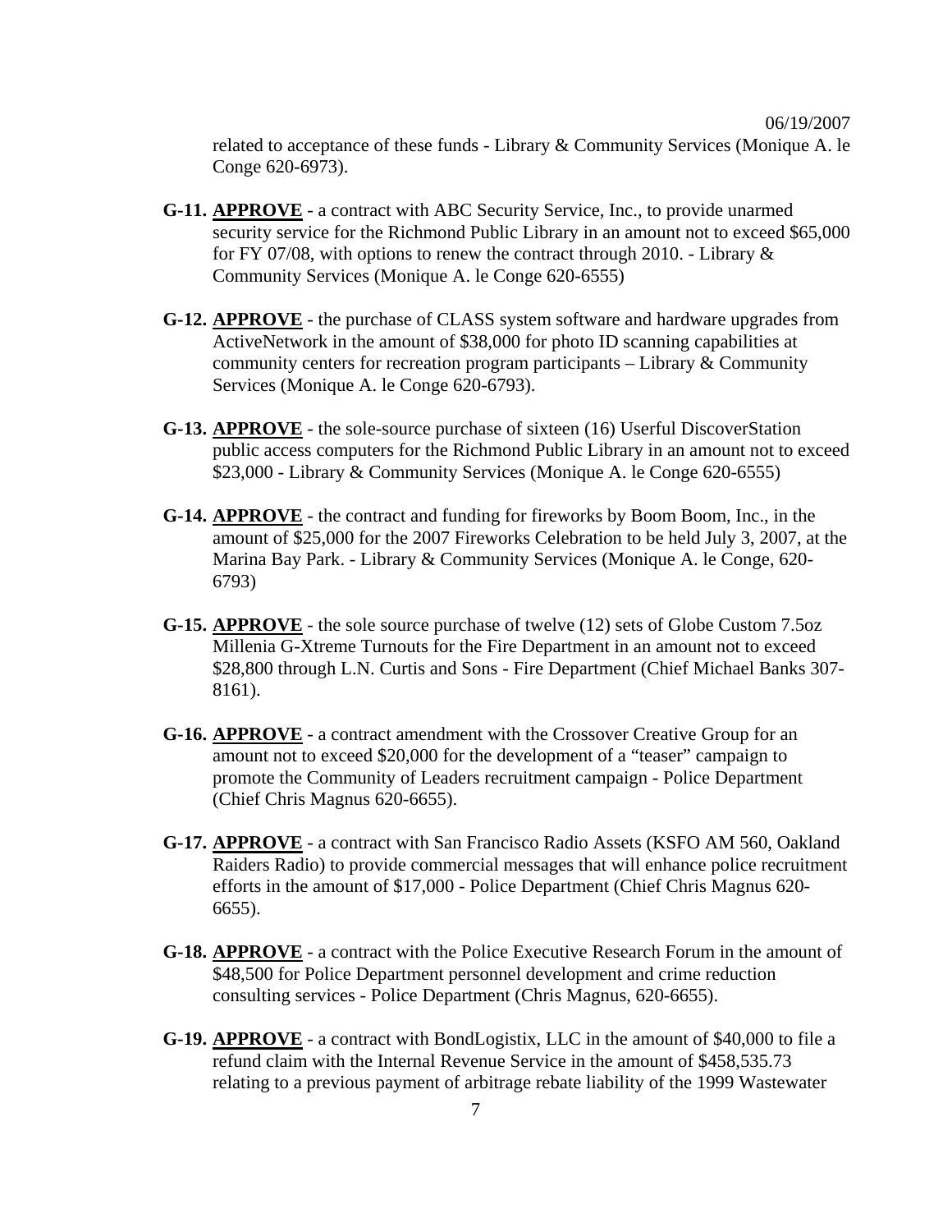related to acceptance of these funds - Library & Community Services (Monique A. le Conge 620-6973).

**G-11.** **APPROVE** - a contract with ABC Security Service, Inc., to provide unarmed security service for the Richmond Public Library in an amount not to exceed $65,000 for FY 07/08, with options to renew the contract through 2010. - Library & Community Services (Monique A. le Conge 620-6555)

**G-12.** **APPROVE** - the purchase of CLASS system software and hardware upgrades from ActiveNetwork in the amount of $38,000 for photo ID scanning capabilities at community centers for recreation program participants – Library & Community Services (Monique A. le Conge 620-6793).

**G-13.** **APPROVE** - the sole-source purchase of sixteen (16) Userful DiscoverStation public access computers for the Richmond Public Library in an amount not to exceed $23,000 - Library & Community Services (Monique A. le Conge 620-6555)

**G-14.** **APPROVE** - the contract and funding for fireworks by Boom Boom, Inc., in the amount of $25,000 for the 2007 Fireworks Celebration to be held July 3, 2007, at the Marina Bay Park. - Library & Community Services (Monique A. le Conge, 620-6793)

**G-15.** **APPROVE** - the sole source purchase of twelve (12) sets of Globe Custom 7.5oz Millenia G-Xtreme Turnouts for the Fire Department in an amount not to exceed $28,800 through L.N. Curtis and Sons - Fire Department (Chief Michael Banks 307-8161).

**G-16.** **APPROVE** - a contract amendment with the Crossover Creative Group for an amount not to exceed $20,000 for the development of a "teaser" campaign to promote the Community of Leaders recruitment campaign - Police Department (Chief Chris Magnus 620-6655).

**G-17.** **APPROVE** - a contract with San Francisco Radio Assets (KSFO AM 560, Oakland Raiders Radio) to provide commercial messages that will enhance police recruitment efforts in the amount of $17,000 - Police Department (Chief Chris Magnus 620-6655).

**G-18.** **APPROVE** - a contract with the Police Executive Research Forum in the amount of $48,500 for Police Department personnel development and crime reduction consulting services - Police Department (Chris Magnus, 620-6655).

**G-19.** **APPROVE** - a contract with BondLogistix, LLC in the amount of $40,000 to file a refund claim with the Internal Revenue Service in the amount of $458,535.73 relating to a previous payment of arbitrage rebate liability of the 1999 Wastewater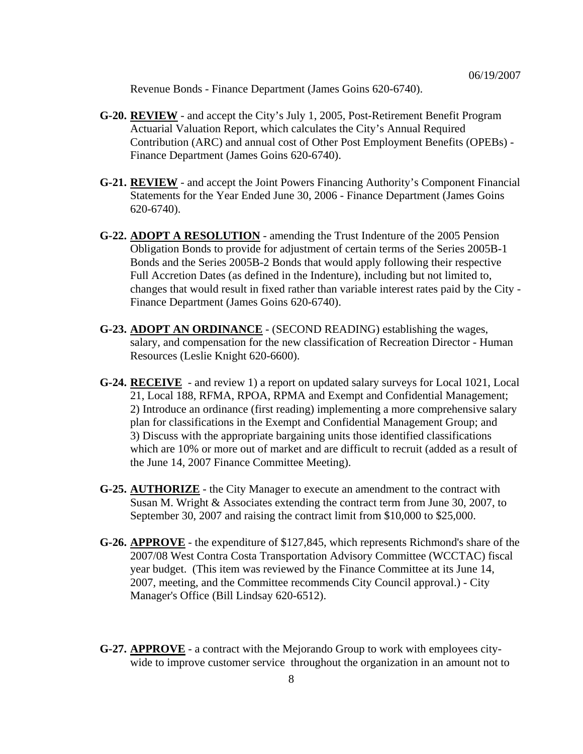Revenue Bonds - Finance Department (James Goins 620-6740).

**G-20.** **REVIEW** - and accept the City's July 1, 2005, Post-Retirement Benefit Program Actuarial Valuation Report, which calculates the City's Annual Required Contribution (ARC) and annual cost of Other Post Employment Benefits (OPEBs) - Finance Department (James Goins 620-6740).

**G-21.** **REVIEW** - and accept the Joint Powers Financing Authority's Component Financial Statements for the Year Ended June 30, 2006 - Finance Department (James Goins 620-6740).

**G-22.** **ADOPT A RESOLUTION** - amending the Trust Indenture of the 2005 Pension Obligation Bonds to provide for adjustment of certain terms of the Series 2005B-1 Bonds and the Series 2005B-2 Bonds that would apply following their respective Full Accretion Dates (as defined in the Indenture), including but not limited to, changes that would result in fixed rather than variable interest rates paid by the City - Finance Department (James Goins 620-6740).

**G-23.** **ADOPT AN ORDINANCE** - (SECOND READING) establishing the wages, salary, and compensation for the new classification of Recreation Director - Human Resources (Leslie Knight 620-6600).

**G-24.** **RECEIVE** - and review 1) a report on updated salary surveys for Local 1021, Local 21, Local 188, RFMA, RPOA, RPMA and Exempt and Confidential Management; 2) Introduce an ordinance (first reading) implementing a more comprehensive salary plan for classifications in the Exempt and Confidential Management Group; and 3) Discuss with the appropriate bargaining units those identified classifications which are 10% or more out of market and are difficult to recruit (added as a result of the June 14, 2007 Finance Committee Meeting).

**G-25.** **AUTHORIZE** - the City Manager to execute an amendment to the contract with Susan M. Wright & Associates extending the contract term from June 30, 2007, to September 30, 2007 and raising the contract limit from $10,000 to $25,000.

**G-26.** **APPROVE** - the expenditure of $127,845, which represents Richmond's share of the 2007/08 West Contra Costa Transportation Advisory Committee (WCCTAC) fiscal year budget. (This item was reviewed by the Finance Committee at its June 14, 2007, meeting, and the Committee recommends City Council approval.) - City Manager's Office (Bill Lindsay 620-6512).

**G-27.** **APPROVE** - a contract with the Mejorando Group to work with employees city-wide to improve customer service throughout the organization in an amount not to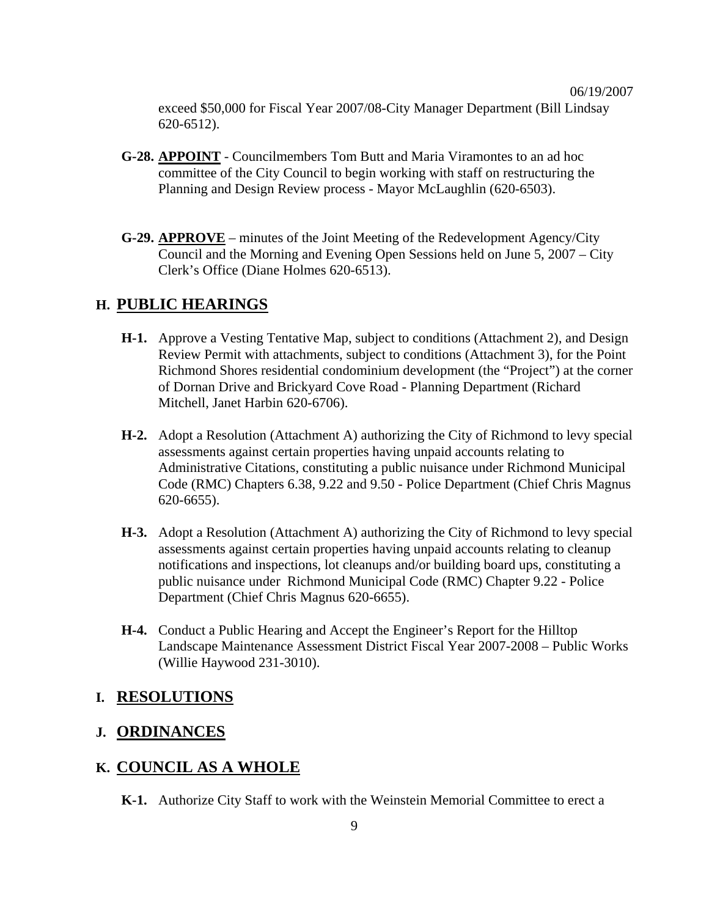exceed $50,000 for Fiscal Year 2007/08-City Manager Department (Bill Lindsay 620-6512).

**G-28.** **APPOINT** - Councilmembers Tom Butt and Maria Viramontes to an ad hoc committee of the City Council to begin working with staff on restructuring the Planning and Design Review process - Mayor McLaughlin (620-6503).

**G-29.** **APPROVE** – minutes of the Joint Meeting of the Redevelopment Agency/City Council and the Morning and Evening Open Sessions held on June 5, 2007 – City Clerk's Office (Diane Holmes 620-6513).

## H. PUBLIC HEARINGS

**H-1.** Approve a Vesting Tentative Map, subject to conditions (Attachment 2), and Design Review Permit with attachments, subject to conditions (Attachment 3), for the Point Richmond Shores residential condominium development (the "Project") at the corner of Dornan Drive and Brickyard Cove Road - Planning Department (Richard Mitchell, Janet Harbin 620-6706).

**H-2.** Adopt a Resolution (Attachment A) authorizing the City of Richmond to levy special assessments against certain properties having unpaid accounts relating to Administrative Citations, constituting a public nuisance under Richmond Municipal Code (RMC) Chapters 6.38, 9.22 and 9.50 - Police Department (Chief Chris Magnus 620-6655).

**H-3.** Adopt a Resolution (Attachment A) authorizing the City of Richmond to levy special assessments against certain properties having unpaid accounts relating to cleanup notifications and inspections, lot cleanups and/or building board ups, constituting a public nuisance under Richmond Municipal Code (RMC) Chapter 9.22 - Police Department (Chief Chris Magnus 620-6655).

**H-4.** Conduct a Public Hearing and Accept the Engineer's Report for the Hilltop Landscape Maintenance Assessment District Fiscal Year 2007-2008 – Public Works (Willie Haywood 231-3010).

## I. RESOLUTIONS

## J. ORDINANCES

## K. COUNCIL AS A WHOLE

**K-1.** Authorize City Staff to work with the Weinstein Memorial Committee to erect a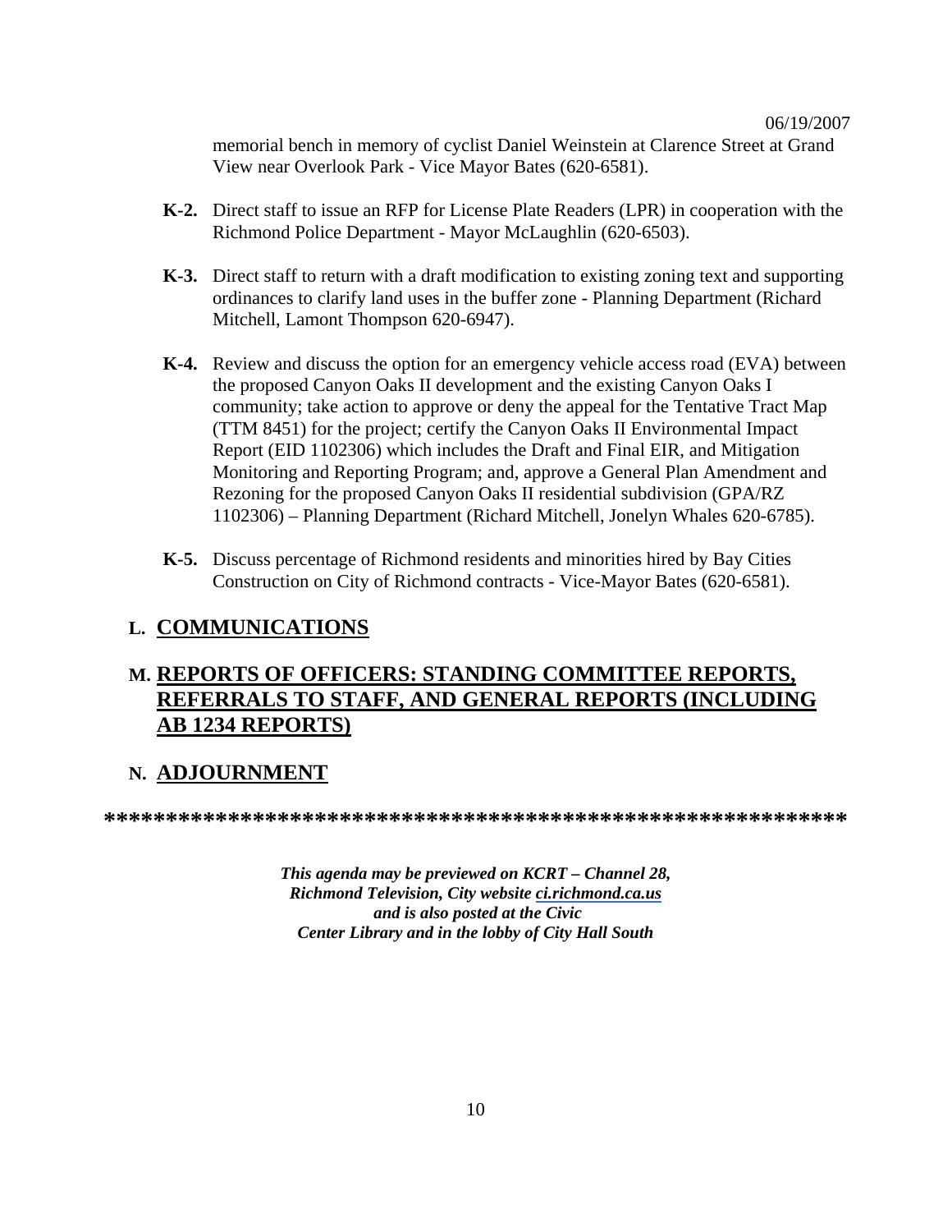memorial bench in memory of cyclist Daniel Weinstein at Clarence Street at Grand View near Overlook Park - Vice Mayor Bates (620-6581).

**K-2.** Direct staff to issue an RFP for License Plate Readers (LPR) in cooperation with the Richmond Police Department - Mayor McLaughlin (620-6503).

**K-3.** Direct staff to return with a draft modification to existing zoning text and supporting ordinances to clarify land uses in the buffer zone - Planning Department (Richard Mitchell, Lamont Thompson 620-6947).

**K-4.** Review and discuss the option for an emergency vehicle access road (EVA) between the proposed Canyon Oaks II development and the existing Canyon Oaks I community; take action to approve or deny the appeal for the Tentative Tract Map (TTM 8451) for the project; certify the Canyon Oaks II Environmental Impact Report (EID 1102306) which includes the Draft and Final EIR, and Mitigation Monitoring and Reporting Program; and, approve a General Plan Amendment and Rezoning for the proposed Canyon Oaks II residential subdivision (GPA/RZ 1102306) – Planning Department (Richard Mitchell, Jonelyn Whales 620-6785).

**K-5.** Discuss percentage of Richmond residents and minorities hired by Bay Cities Construction on City of Richmond contracts - Vice-Mayor Bates (620-6581).

## L. COMMUNICATIONS

## M. REPORTS OF OFFICERS: STANDING COMMITTEE REPORTS, REFERRALS TO STAFF, AND GENERAL REPORTS (INCLUDING AB 1234 REPORTS)

## N. ADJOURNMENT

**************************************************************

***This agenda may be previewed on KCRT – Channel 28, Richmond Television, City website ci.richmond.ca.us and is also posted at the Civic Center Library and in the lobby of City Hall South***